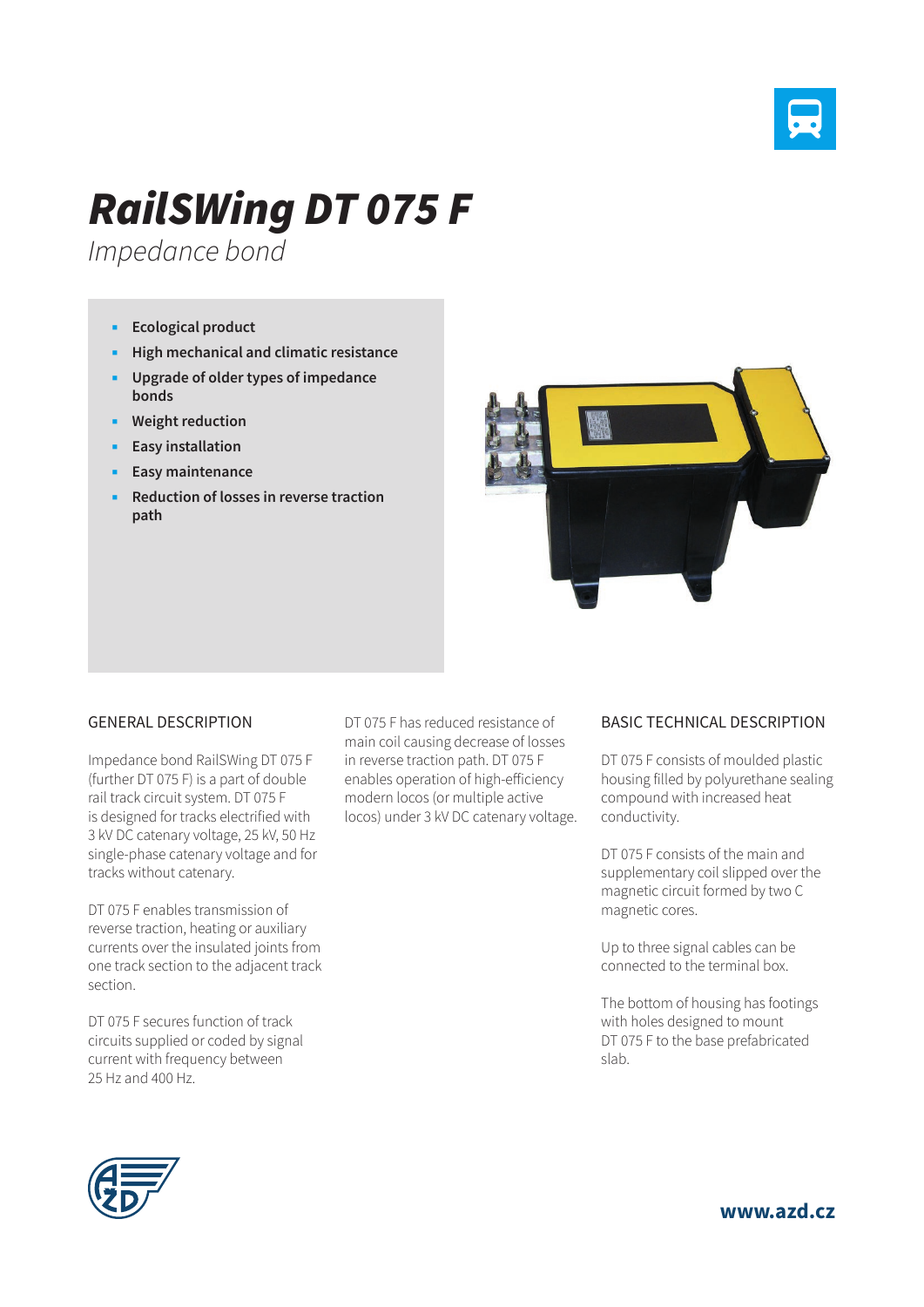# RailSWing DT 075 F

*Impedance bond*

- **Ecological product**
- **High mechanical and climatic resistance**
- **Upgrade of older types of impedance bonds**
- **Weight reduction**
- **Easy installation**
- **Easy maintenance**
- **Reduction of losses in reverse traction path**

## GENERAL DESCRIPTION

Impedance bond RailSWing DT 075 F (further DT 075 F) is a part of double rail track circuit system. DT 075 F is designed for tracks electrified with 3 kV DC catenary voltage, 25 kV, 50 Hz single-phase catenary voltage and for tracks without catenary.

DT 075 F enables transmission of reverse traction, heating or auxiliary currents over the insulated joints from one track section to the adjacent track section.

DT 075 F secures function of track circuits supplied or coded by signal current with frequency between 25 Hz and 400 Hz.

DT 075 F has reduced resistance of main coil causing decrease of losses in reverse traction path. DT 075 F enables operation of high-efficiency modern locos (or multiple active locos) under 3 kV DC catenary voltage.

## BASIC TECHNICAL DESCRIPTION

DT 075 F consists of moulded plastic housing filled by polyurethane sealing compound with increased heat conductivity.

DT 075 F consists of the main and supplementary coil slipped over the magnetic circuit formed by two C magnetic cores.

Up to three signal cables can be connected to the terminal box.

The bottom of housing has footings with holes designed to mount DT 075 F to the base prefabricated slab.

**www.azd.cz**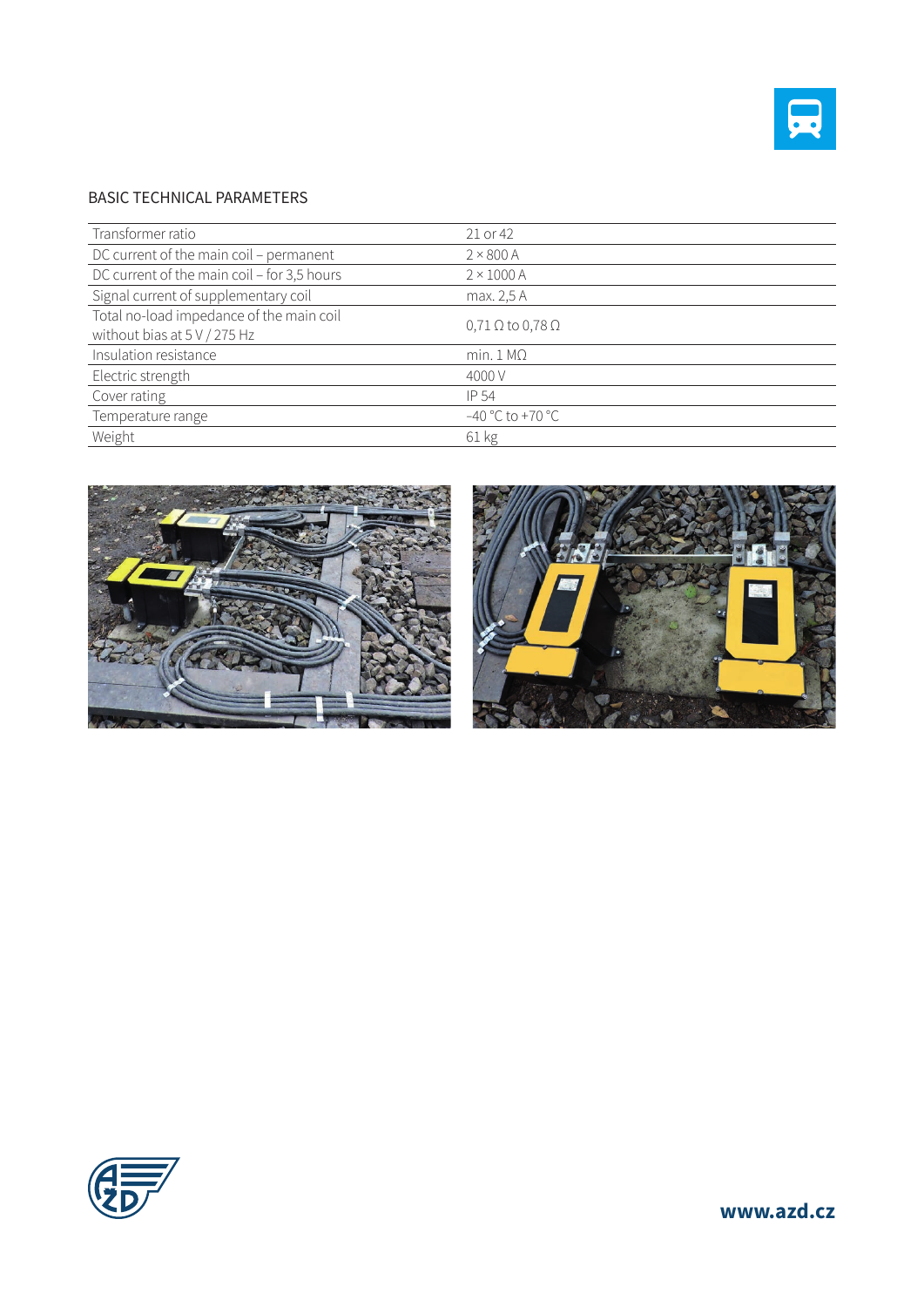## BASIC TECHNICAL PARAMETERS

| | |
|---|---|
| Transformer ratio | 21 or 42 |
| DC current of the main coil – permanent | 2 × 800 A |
| DC current of the main coil – for 3,5 hours | 2 × 1000 A |
| Signal current of supplementary coil | max. 2,5 A |
| Total no-load impedance of the main coil without bias at 5 V / 275 Hz | 0,71 Ω to 0,78 Ω |
| Insulation resistance | min. 1 MΩ |
| Electric strength | 4000 V |
| Cover rating | IP 54 |
| Temperature range | −40 °C to +70 °C |
| Weight | 61 kg |

www.azd.cz